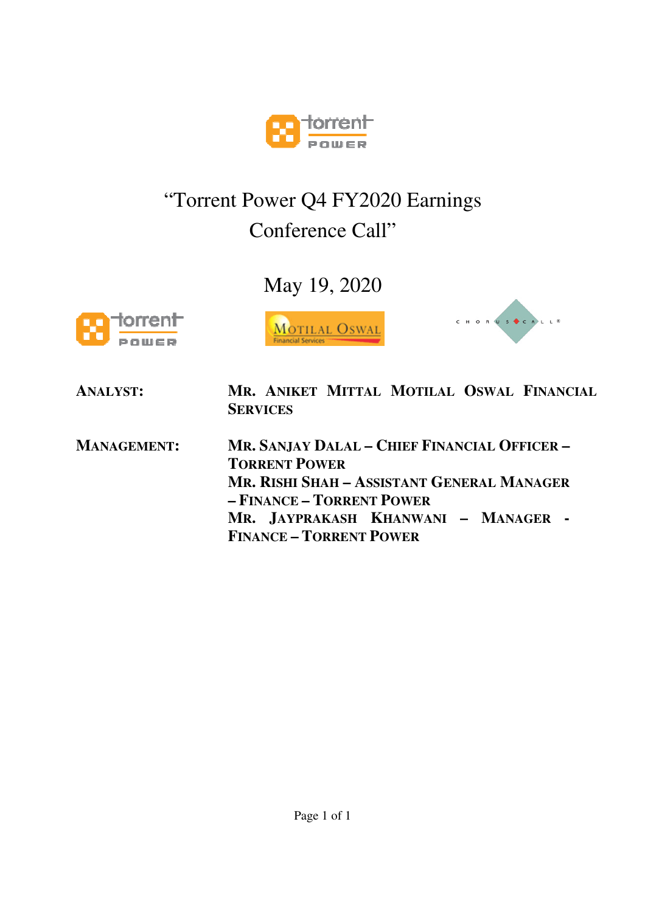# "Torrent Power Q4 FY2020 Earnings Conference Call"

May 19, 2020

| | |
|---|---|
| **ANALYST:** | **MR. ANIKET MITTAL MOTILAL OSWAL FINANCIAL SERVICES** |
| **MANAGEMENT:** | **MR. SANJAY DALAL – CHIEF FINANCIAL OFFICER – TORRENT POWER**<br>**MR. RISHI SHAH – ASSISTANT GENERAL MANAGER – FINANCE – TORRENT POWER**<br>**MR. JAYPRAKASH KHANWANI – MANAGER - FINANCE – TORRENT POWER** |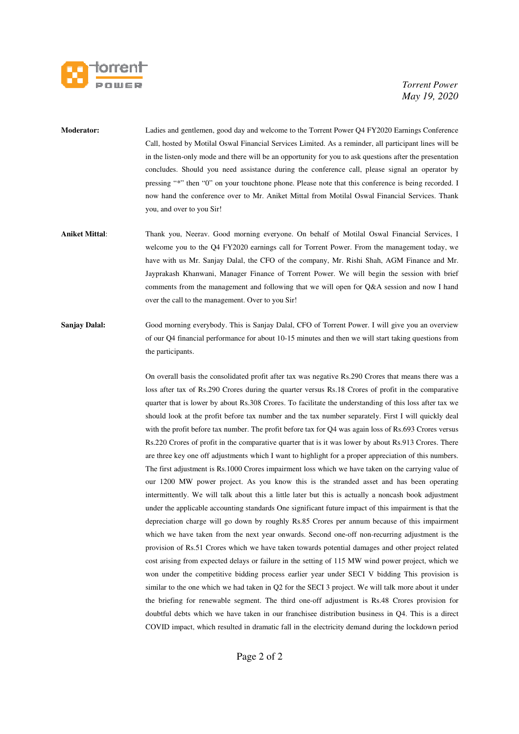**Moderator:** Ladies and gentlemen, good day and welcome to the Torrent Power Q4 FY2020 Earnings Conference Call, hosted by Motilal Oswal Financial Services Limited. As a reminder, all participant lines will be in the listen-only mode and there will be an opportunity for you to ask questions after the presentation concludes. Should you need assistance during the conference call, please signal an operator by pressing "*" then "0" on your touchtone phone. Please note that this conference is being recorded. I now hand the conference over to Mr. Aniket Mittal from Motilal Oswal Financial Services. Thank you, and over to you Sir!

**Aniket Mittal:** Thank you, Neerav. Good morning everyone. On behalf of Motilal Oswal Financial Services, I welcome you to the Q4 FY2020 earnings call for Torrent Power. From the management today, we have with us Mr. Sanjay Dalal, the CFO of the company, Mr. Rishi Shah, AGM Finance and Mr. Jayprakash Khanwani, Manager Finance of Torrent Power. We will begin the session with brief comments from the management and following that we will open for Q&A session and now I hand over the call to the management. Over to you Sir!

**Sanjay Dalal:** Good morning everybody. This is Sanjay Dalal, CFO of Torrent Power. I will give you an overview of our Q4 financial performance for about 10-15 minutes and then we will start taking questions from the participants.

On overall basis the consolidated profit after tax was negative Rs.290 Crores that means there was a loss after tax of Rs.290 Crores during the quarter versus Rs.18 Crores of profit in the comparative quarter that is lower by about Rs.308 Crores. To facilitate the understanding of this loss after tax we should look at the profit before tax number and the tax number separately. First I will quickly deal with the profit before tax number. The profit before tax for Q4 was again loss of Rs.693 Crores versus Rs.220 Crores of profit in the comparative quarter that is it was lower by about Rs.913 Crores. There are three key one off adjustments which I want to highlight for a proper appreciation of this numbers. The first adjustment is Rs.1000 Crores impairment loss which we have taken on the carrying value of our 1200 MW power project. As you know this is the stranded asset and has been operating intermittently. We will talk about this a little later but this is actually a noncash book adjustment under the applicable accounting standards One significant future impact of this impairment is that the depreciation charge will go down by roughly Rs.85 Crores per annum because of this impairment which we have taken from the next year onwards. Second one-off non-recurring adjustment is the provision of Rs.51 Crores which we have taken towards potential damages and other project related cost arising from expected delays or failure in the setting of 115 MW wind power project, which we won under the competitive bidding process earlier year under SECI V bidding This provision is similar to the one which we had taken in Q2 for the SECI 3 project. We will talk more about it under the briefing for renewable segment. The third one-off adjustment is Rs.48 Crores provision for doubtful debts which we have taken in our franchisee distribution business in Q4. This is a direct COVID impact, which resulted in dramatic fall in the electricity demand during the lockdown period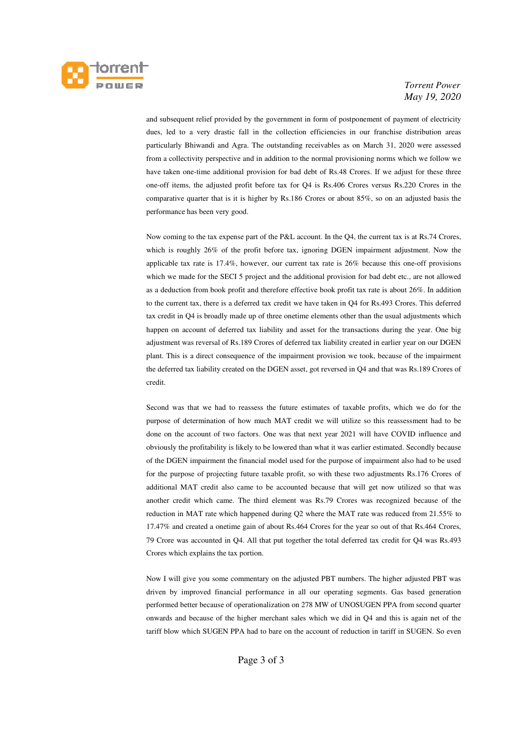and subsequent relief provided by the government in form of postponement of payment of electricity dues, led to a very drastic fall in the collection efficiencies in our franchise distribution areas particularly Bhiwandi and Agra. The outstanding receivables as on March 31, 2020 were assessed from a collectivity perspective and in addition to the normal provisioning norms which we follow we have taken one-time additional provision for bad debt of Rs.48 Crores. If we adjust for these three one-off items, the adjusted profit before tax for Q4 is Rs.406 Crores versus Rs.220 Crores in the comparative quarter that is it is higher by Rs.186 Crores or about 85%, so on an adjusted basis the performance has been very good.

Now coming to the tax expense part of the P&L account. In the Q4, the current tax is at Rs.74 Crores, which is roughly 26% of the profit before tax, ignoring DGEN impairment adjustment. Now the applicable tax rate is 17.4%, however, our current tax rate is 26% because this one-off provisions which we made for the SECI 5 project and the additional provision for bad debt etc., are not allowed as a deduction from book profit and therefore effective book profit tax rate is about 26%. In addition to the current tax, there is a deferred tax credit we have taken in Q4 for Rs.493 Crores. This deferred tax credit in Q4 is broadly made up of three onetime elements other than the usual adjustments which happen on account of deferred tax liability and asset for the transactions during the year. One big adjustment was reversal of Rs.189 Crores of deferred tax liability created in earlier year on our DGEN plant. This is a direct consequence of the impairment provision we took, because of the impairment the deferred tax liability created on the DGEN asset, got reversed in Q4 and that was Rs.189 Crores of credit.

Second was that we had to reassess the future estimates of taxable profits, which we do for the purpose of determination of how much MAT credit we will utilize so this reassessment had to be done on the account of two factors. One was that next year 2021 will have COVID influence and obviously the profitability is likely to be lowered than what it was earlier estimated. Secondly because of the DGEN impairment the financial model used for the purpose of impairment also had to be used for the purpose of projecting future taxable profit, so with these two adjustments Rs.176 Crores of additional MAT credit also came to be accounted because that will get now utilized so that was another credit which came. The third element was Rs.79 Crores was recognized because of the reduction in MAT rate which happened during Q2 where the MAT rate was reduced from 21.55% to 17.47% and created a onetime gain of about Rs.464 Crores for the year so out of that Rs.464 Crores, 79 Crore was accounted in Q4. All that put together the total deferred tax credit for Q4 was Rs.493 Crores which explains the tax portion.

Now I will give you some commentary on the adjusted PBT numbers. The higher adjusted PBT was driven by improved financial performance in all our operating segments. Gas based generation performed better because of operationalization on 278 MW of UNOSUGEN PPA from second quarter onwards and because of the higher merchant sales which we did in Q4 and this is again net of the tariff blow which SUGEN PPA had to bare on the account of reduction in tariff in SUGEN. So even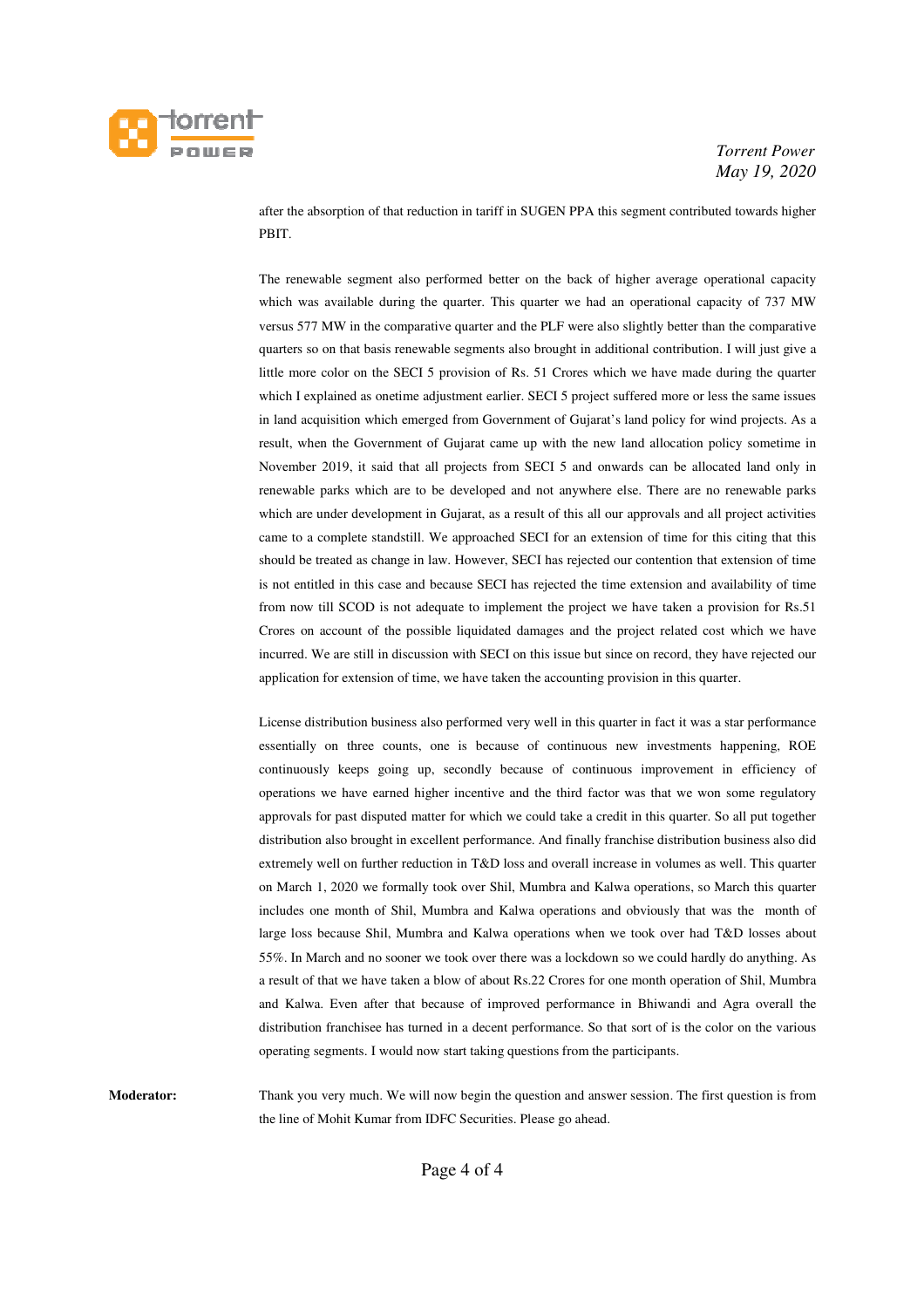after the absorption of that reduction in tariff in SUGEN PPA this segment contributed towards higher PBIT.

The renewable segment also performed better on the back of higher average operational capacity which was available during the quarter. This quarter we had an operational capacity of 737 MW versus 577 MW in the comparative quarter and the PLF were also slightly better than the comparative quarters so on that basis renewable segments also brought in additional contribution. I will just give a little more color on the SECI 5 provision of Rs. 51 Crores which we have made during the quarter which I explained as onetime adjustment earlier. SECI 5 project suffered more or less the same issues in land acquisition which emerged from Government of Gujarat's land policy for wind projects. As a result, when the Government of Gujarat came up with the new land allocation policy sometime in November 2019, it said that all projects from SECI 5 and onwards can be allocated land only in renewable parks which are to be developed and not anywhere else. There are no renewable parks which are under development in Gujarat, as a result of this all our approvals and all project activities came to a complete standstill. We approached SECI for an extension of time for this citing that this should be treated as change in law. However, SECI has rejected our contention that extension of time is not entitled in this case and because SECI has rejected the time extension and availability of time from now till SCOD is not adequate to implement the project we have taken a provision for Rs.51 Crores on account of the possible liquidated damages and the project related cost which we have incurred. We are still in discussion with SECI on this issue but since on record, they have rejected our application for extension of time, we have taken the accounting provision in this quarter.

License distribution business also performed very well in this quarter in fact it was a star performance essentially on three counts, one is because of continuous new investments happening, ROE continuously keeps going up, secondly because of continuous improvement in efficiency of operations we have earned higher incentive and the third factor was that we won some regulatory approvals for past disputed matter for which we could take a credit in this quarter. So all put together distribution also brought in excellent performance. And finally franchise distribution business also did extremely well on further reduction in T&D loss and overall increase in volumes as well. This quarter on March 1, 2020 we formally took over Shil, Mumbra and Kalwa operations, so March this quarter includes one month of Shil, Mumbra and Kalwa operations and obviously that was the month of large loss because Shil, Mumbra and Kalwa operations when we took over had T&D losses about 55%. In March and no sooner we took over there was a lockdown so we could hardly do anything. As a result of that we have taken a blow of about Rs.22 Crores for one month operation of Shil, Mumbra and Kalwa. Even after that because of improved performance in Bhiwandi and Agra overall the distribution franchisee has turned in a decent performance. So that sort of is the color on the various operating segments. I would now start taking questions from the participants.

**Moderator:** Thank you very much. We will now begin the question and answer session. The first question is from the line of Mohit Kumar from IDFC Securities. Please go ahead.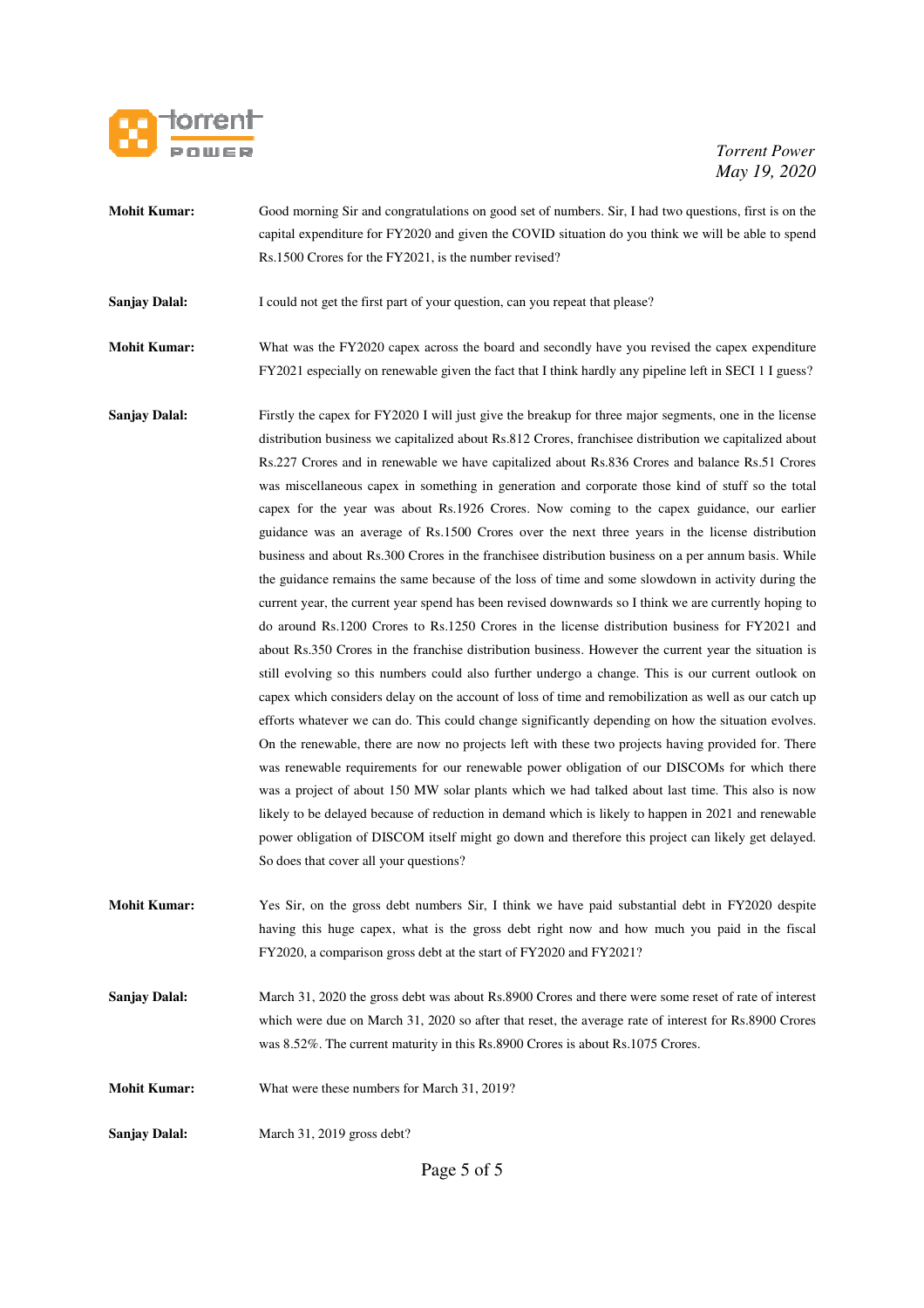**Mohit Kumar:** Good morning Sir and congratulations on good set of numbers. Sir, I had two questions, first is on the capital expenditure for FY2020 and given the COVID situation do you think we will be able to spend Rs.1500 Crores for the FY2021, is the number revised?

**Sanjay Dalal:** I could not get the first part of your question, can you repeat that please?

**Mohit Kumar:** What was the FY2020 capex across the board and secondly have you revised the capex expenditure FY2021 especially on renewable given the fact that I think hardly any pipeline left in SECI 1 I guess?

**Sanjay Dalal:** Firstly the capex for FY2020 I will just give the breakup for three major segments, one in the license distribution business we capitalized about Rs.812 Crores, franchisee distribution we capitalized about Rs.227 Crores and in renewable we have capitalized about Rs.836 Crores and balance Rs.51 Crores was miscellaneous capex in something in generation and corporate those kind of stuff so the total capex for the year was about Rs.1926 Crores. Now coming to the capex guidance, our earlier guidance was an average of Rs.1500 Crores over the next three years in the license distribution business and about Rs.300 Crores in the franchisee distribution business on a per annum basis. While the guidance remains the same because of the loss of time and some slowdown in activity during the current year, the current year spend has been revised downwards so I think we are currently hoping to do around Rs.1200 Crores to Rs.1250 Crores in the license distribution business for FY2021 and about Rs.350 Crores in the franchise distribution business. However the current year the situation is still evolving so this numbers could also further undergo a change. This is our current outlook on capex which considers delay on the account of loss of time and remobilization as well as our catch up efforts whatever we can do. This could change significantly depending on how the situation evolves. On the renewable, there are now no projects left with these two projects having provided for. There was renewable requirements for our renewable power obligation of our DISCOMs for which there was a project of about 150 MW solar plants which we had talked about last time. This also is now likely to be delayed because of reduction in demand which is likely to happen in 2021 and renewable power obligation of DISCOM itself might go down and therefore this project can likely get delayed. So does that cover all your questions?

**Mohit Kumar:** Yes Sir, on the gross debt numbers Sir, I think we have paid substantial debt in FY2020 despite having this huge capex, what is the gross debt right now and how much you paid in the fiscal FY2020, a comparison gross debt at the start of FY2020 and FY2021?

**Sanjay Dalal:** March 31, 2020 the gross debt was about Rs.8900 Crores and there were some reset of rate of interest which were due on March 31, 2020 so after that reset, the average rate of interest for Rs.8900 Crores was 8.52%. The current maturity in this Rs.8900 Crores is about Rs.1075 Crores.

**Mohit Kumar:** What were these numbers for March 31, 2019?

**Sanjay Dalal:** March 31, 2019 gross debt?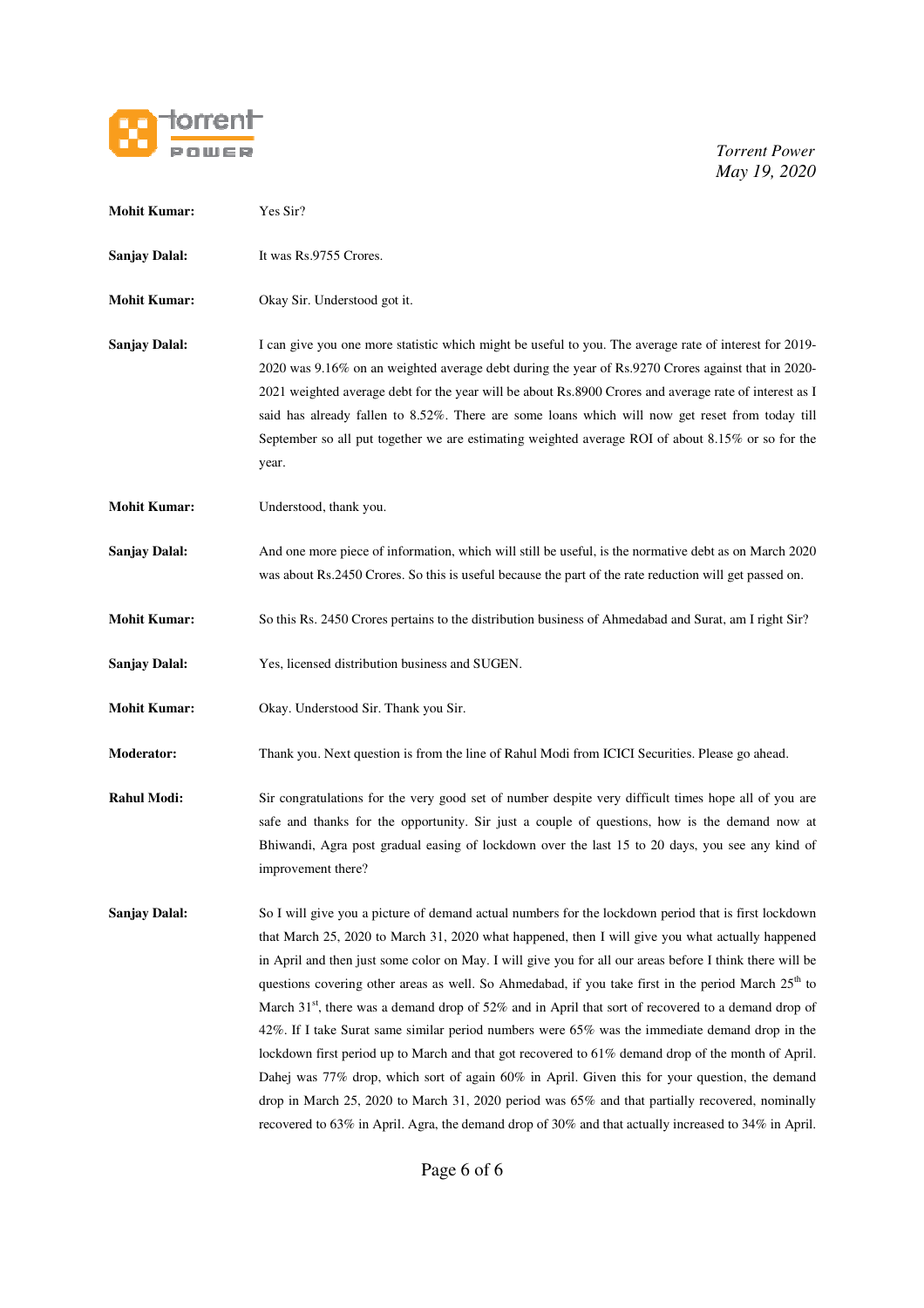**Mohit Kumar:** Yes Sir?

**Sanjay Dalal:** It was Rs.9755 Crores.

**Mohit Kumar:** Okay Sir. Understood got it.

**Sanjay Dalal:** I can give you one more statistic which might be useful to you. The average rate of interest for 2019-2020 was 9.16% on an weighted average debt during the year of Rs.9270 Crores against that in 2020-2021 weighted average debt for the year will be about Rs.8900 Crores and average rate of interest as I said has already fallen to 8.52%. There are some loans which will now get reset from today till September so all put together we are estimating weighted average ROI of about 8.15% or so for the year.

**Mohit Kumar:** Understood, thank you.

**Sanjay Dalal:** And one more piece of information, which will still be useful, is the normative debt as on March 2020 was about Rs.2450 Crores. So this is useful because the part of the rate reduction will get passed on.

**Mohit Kumar:** So this Rs. 2450 Crores pertains to the distribution business of Ahmedabad and Surat, am I right Sir?

**Sanjay Dalal:** Yes, licensed distribution business and SUGEN.

**Mohit Kumar:** Okay. Understood Sir. Thank you Sir.

**Moderator:** Thank you. Next question is from the line of Rahul Modi from ICICI Securities. Please go ahead.

**Rahul Modi:** Sir congratulations for the very good set of number despite very difficult times hope all of you are safe and thanks for the opportunity. Sir just a couple of questions, how is the demand now at Bhiwandi, Agra post gradual easing of lockdown over the last 15 to 20 days, you see any kind of improvement there?

**Sanjay Dalal:** So I will give you a picture of demand actual numbers for the lockdown period that is first lockdown that March 25, 2020 to March 31, 2020 what happened, then I will give you what actually happened in April and then just some color on May. I will give you for all our areas before I think there will be questions covering other areas as well. So Ahmedabad, if you take first in the period March 25th to March 31st, there was a demand drop of 52% and in April that sort of recovered to a demand drop of 42%. If I take Surat same similar period numbers were 65% was the immediate demand drop in the lockdown first period up to March and that got recovered to 61% demand drop of the month of April. Dahej was 77% drop, which sort of again 60% in April. Given this for your question, the demand drop in March 25, 2020 to March 31, 2020 period was 65% and that partially recovered, nominally recovered to 63% in April. Agra, the demand drop of 30% and that actually increased to 34% in April.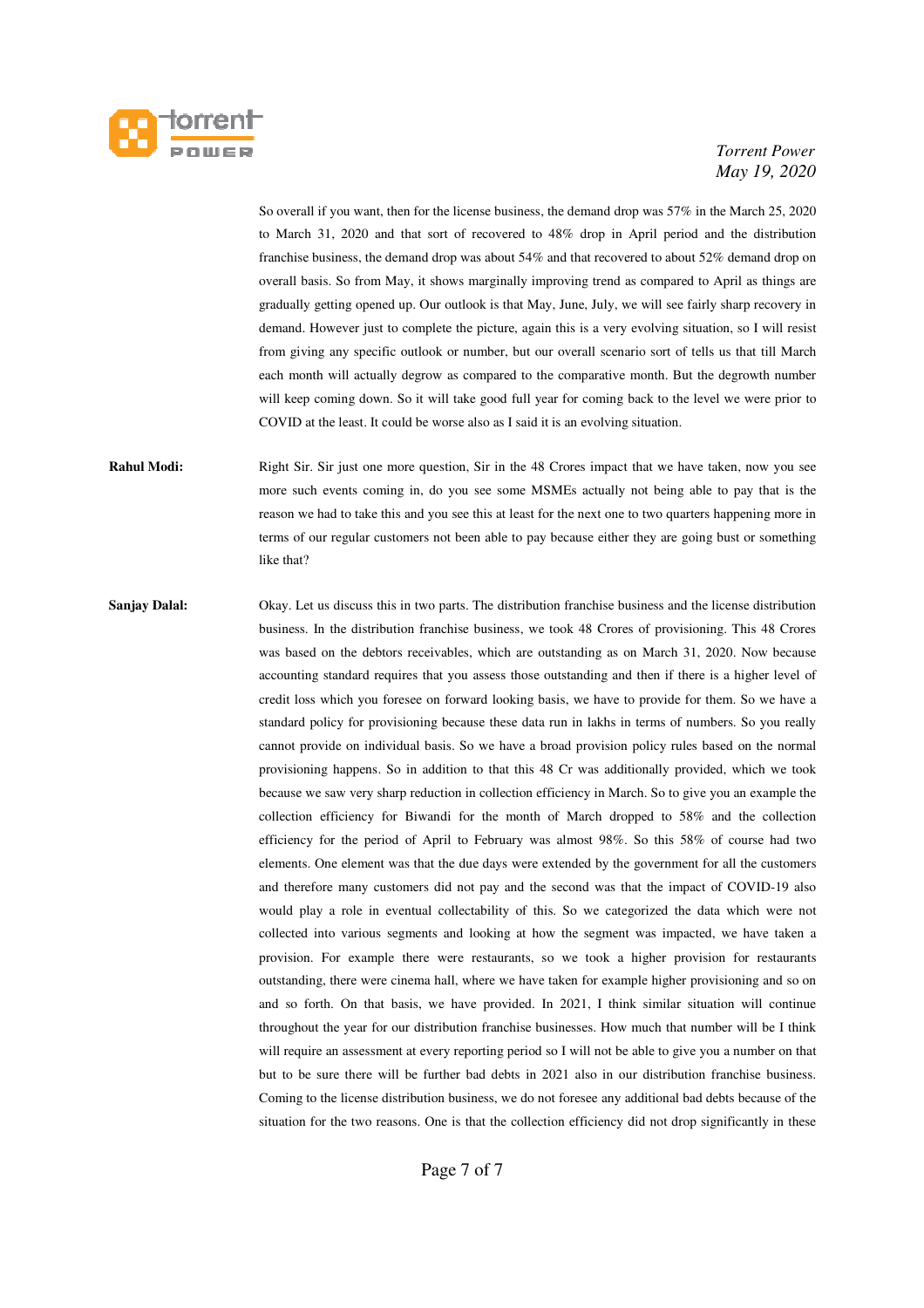So overall if you want, then for the license business, the demand drop was 57% in the March 25, 2020 to March 31, 2020 and that sort of recovered to 48% drop in April period and the distribution franchise business, the demand drop was about 54% and that recovered to about 52% demand drop on overall basis. So from May, it shows marginally improving trend as compared to April as things are gradually getting opened up. Our outlook is that May, June, July, we will see fairly sharp recovery in demand. However just to complete the picture, again this is a very evolving situation, so I will resist from giving any specific outlook or number, but our overall scenario sort of tells us that till March each month will actually degrow as compared to the comparative month. But the degrowth number will keep coming down. So it will take good full year for coming back to the level we were prior to COVID at the least. It could be worse also as I said it is an evolving situation.

**Rahul Modi:** Right Sir. Sir just one more question, Sir in the 48 Crores impact that we have taken, now you see more such events coming in, do you see some MSMEs actually not being able to pay that is the reason we had to take this and you see this at least for the next one to two quarters happening more in terms of our regular customers not been able to pay because either they are going bust or something like that?

**Sanjay Dalal:** Okay. Let us discuss this in two parts. The distribution franchise business and the license distribution business. In the distribution franchise business, we took 48 Crores of provisioning. This 48 Crores was based on the debtors receivables, which are outstanding as on March 31, 2020. Now because accounting standard requires that you assess those outstanding and then if there is a higher level of credit loss which you foresee on forward looking basis, we have to provide for them. So we have a standard policy for provisioning because these data run in lakhs in terms of numbers. So you really cannot provide on individual basis. So we have a broad provision policy rules based on the normal provisioning happens. So in addition to that this 48 Cr was additionally provided, which we took because we saw very sharp reduction in collection efficiency in March. So to give you an example the collection efficiency for Biwandi for the month of March dropped to 58% and the collection efficiency for the period of April to February was almost 98%. So this 58% of course had two elements. One element was that the due days were extended by the government for all the customers and therefore many customers did not pay and the second was that the impact of COVID-19 also would play a role in eventual collectability of this. So we categorized the data which were not collected into various segments and looking at how the segment was impacted, we have taken a provision. For example there were restaurants, so we took a higher provision for restaurants outstanding, there were cinema hall, where we have taken for example higher provisioning and so on and so forth. On that basis, we have provided. In 2021, I think similar situation will continue throughout the year for our distribution franchise businesses. How much that number will be I think will require an assessment at every reporting period so I will not be able to give you a number on that but to be sure there will be further bad debts in 2021 also in our distribution franchise business. Coming to the license distribution business, we do not foresee any additional bad debts because of the situation for the two reasons. One is that the collection efficiency did not drop significantly in these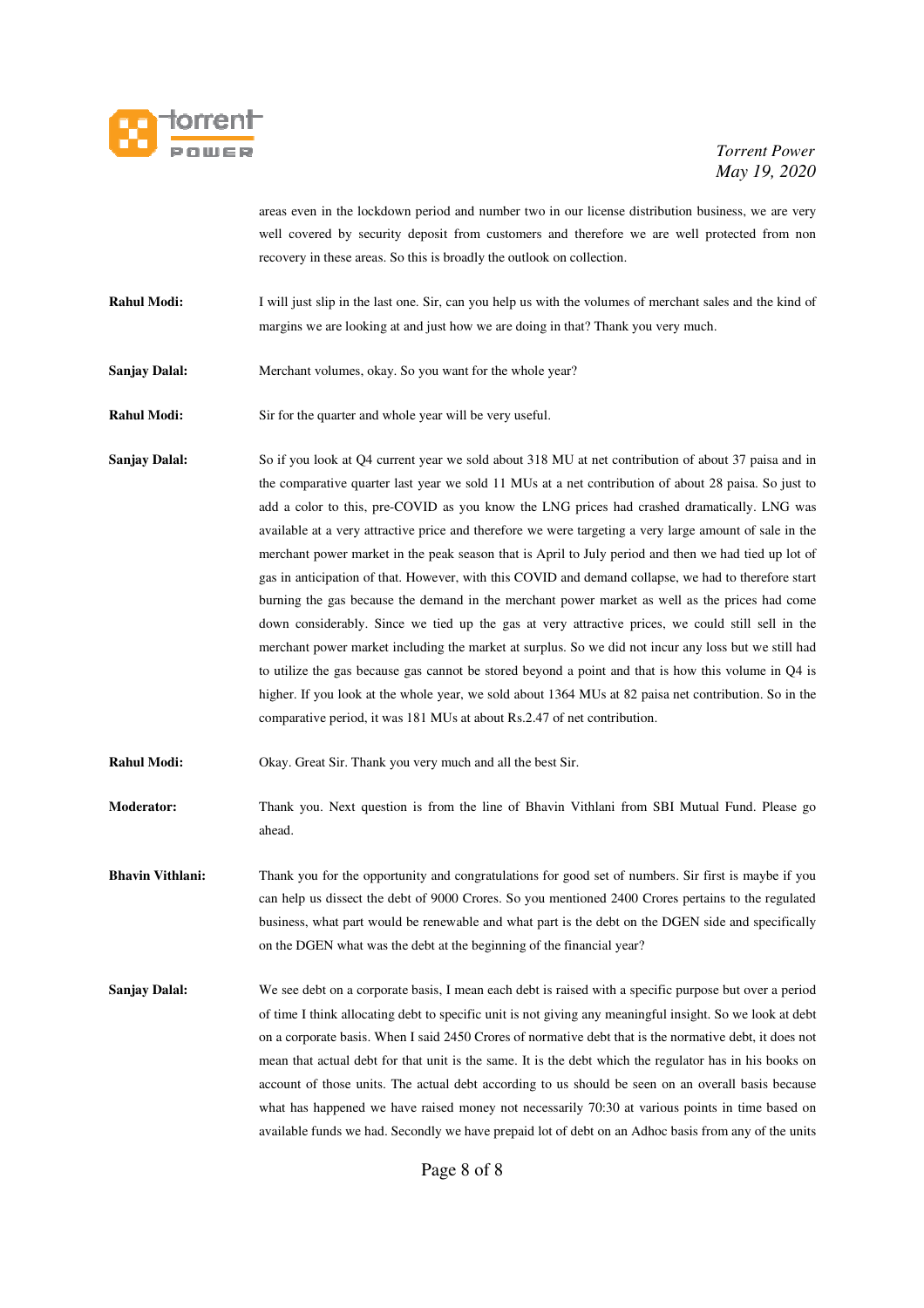areas even in the lockdown period and number two in our license distribution business, we are very well covered by security deposit from customers and therefore we are well protected from non recovery in these areas. So this is broadly the outlook on collection.

**Rahul Modi:** I will just slip in the last one. Sir, can you help us with the volumes of merchant sales and the kind of margins we are looking at and just how we are doing in that? Thank you very much.

**Sanjay Dalal:** Merchant volumes, okay. So you want for the whole year?

**Rahul Modi:** Sir for the quarter and whole year will be very useful.

**Sanjay Dalal:** So if you look at Q4 current year we sold about 318 MU at net contribution of about 37 paisa and in the comparative quarter last year we sold 11 MUs at a net contribution of about 28 paisa. So just to add a color to this, pre-COVID as you know the LNG prices had crashed dramatically. LNG was available at a very attractive price and therefore we were targeting a very large amount of sale in the merchant power market in the peak season that is April to July period and then we had tied up lot of gas in anticipation of that. However, with this COVID and demand collapse, we had to therefore start burning the gas because the demand in the merchant power market as well as the prices had come down considerably. Since we tied up the gas at very attractive prices, we could still sell in the merchant power market including the market at surplus. So we did not incur any loss but we still had to utilize the gas because gas cannot be stored beyond a point and that is how this volume in Q4 is higher. If you look at the whole year, we sold about 1364 MUs at 82 paisa net contribution. So in the comparative period, it was 181 MUs at about Rs.2.47 of net contribution.

**Rahul Modi:** Okay. Great Sir. Thank you very much and all the best Sir.

**Moderator:** Thank you. Next question is from the line of Bhavin Vithlani from SBI Mutual Fund. Please go ahead.

**Bhavin Vithlani:** Thank you for the opportunity and congratulations for good set of numbers. Sir first is maybe if you can help us dissect the debt of 9000 Crores. So you mentioned 2400 Crores pertains to the regulated business, what part would be renewable and what part is the debt on the DGEN side and specifically on the DGEN what was the debt at the beginning of the financial year?

**Sanjay Dalal:** We see debt on a corporate basis, I mean each debt is raised with a specific purpose but over a period of time I think allocating debt to specific unit is not giving any meaningful insight. So we look at debt on a corporate basis. When I said 2450 Crores of normative debt that is the normative debt, it does not mean that actual debt for that unit is the same. It is the debt which the regulator has in his books on account of those units. The actual debt according to us should be seen on an overall basis because what has happened we have raised money not necessarily 70:30 at various points in time based on available funds we had. Secondly we have prepaid lot of debt on an Adhoc basis from any of the units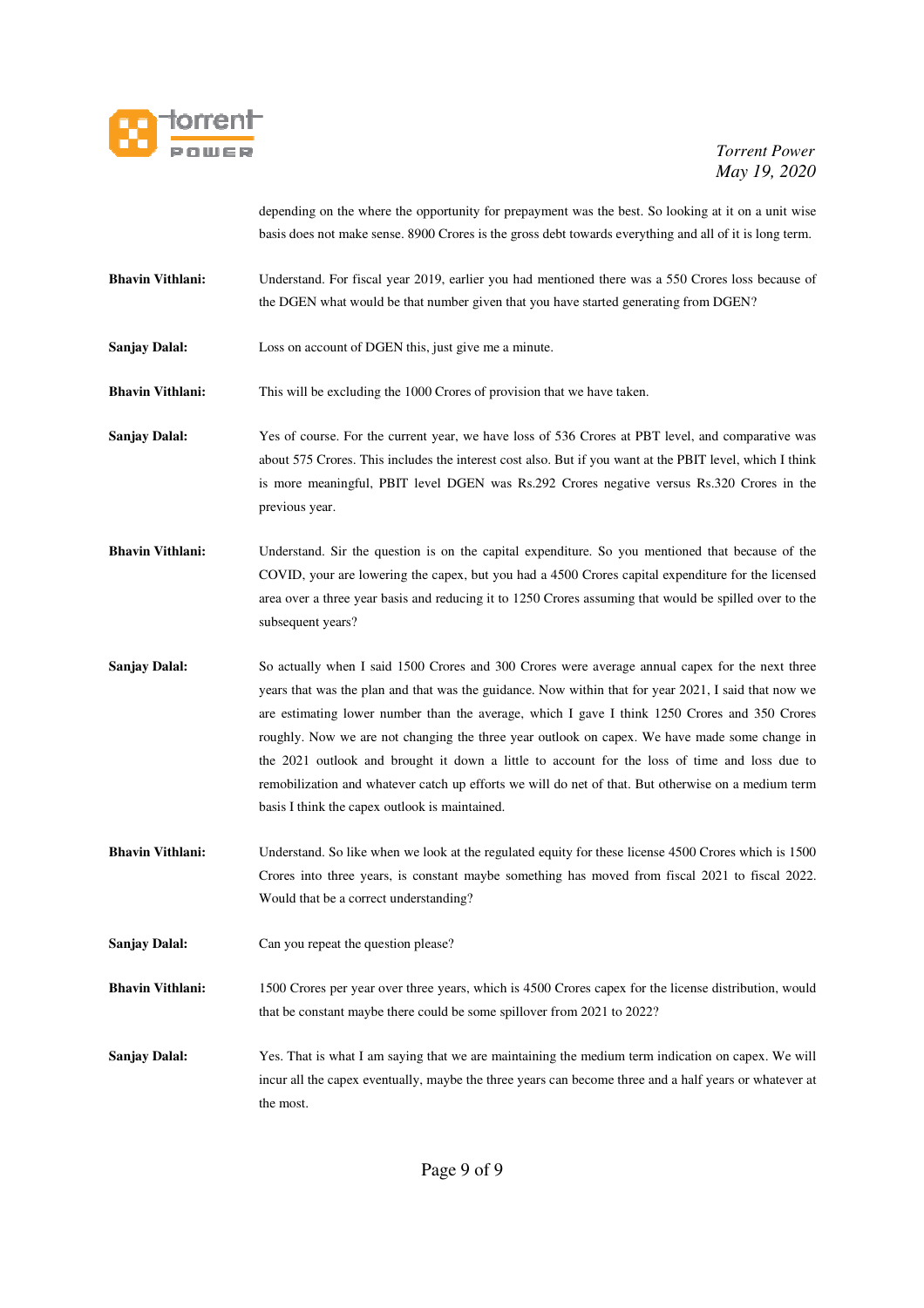depending on the where the opportunity for prepayment was the best. So looking at it on a unit wise basis does not make sense. 8900 Crores is the gross debt towards everything and all of it is long term.

**Bhavin Vithlani:** Understand. For fiscal year 2019, earlier you had mentioned there was a 550 Crores loss because of the DGEN what would be that number given that you have started generating from DGEN?

**Sanjay Dalal:** Loss on account of DGEN this, just give me a minute.

**Bhavin Vithlani:** This will be excluding the 1000 Crores of provision that we have taken.

**Sanjay Dalal:** Yes of course. For the current year, we have loss of 536 Crores at PBT level, and comparative was about 575 Crores. This includes the interest cost also. But if you want at the PBIT level, which I think is more meaningful, PBIT level DGEN was Rs.292 Crores negative versus Rs.320 Crores in the previous year.

**Bhavin Vithlani:** Understand. Sir the question is on the capital expenditure. So you mentioned that because of the COVID, your are lowering the capex, but you had a 4500 Crores capital expenditure for the licensed area over a three year basis and reducing it to 1250 Crores assuming that would be spilled over to the subsequent years?

**Sanjay Dalal:** So actually when I said 1500 Crores and 300 Crores were average annual capex for the next three years that was the plan and that was the guidance. Now within that for year 2021, I said that now we are estimating lower number than the average, which I gave I think 1250 Crores and 350 Crores roughly. Now we are not changing the three year outlook on capex. We have made some change in the 2021 outlook and brought it down a little to account for the loss of time and loss due to remobilization and whatever catch up efforts we will do net of that. But otherwise on a medium term basis I think the capex outlook is maintained.

**Bhavin Vithlani:** Understand. So like when we look at the regulated equity for these license 4500 Crores which is 1500 Crores into three years, is constant maybe something has moved from fiscal 2021 to fiscal 2022. Would that be a correct understanding?

**Sanjay Dalal:** Can you repeat the question please?

**Bhavin Vithlani:** 1500 Crores per year over three years, which is 4500 Crores capex for the license distribution, would that be constant maybe there could be some spillover from 2021 to 2022?

**Sanjay Dalal:** Yes. That is what I am saying that we are maintaining the medium term indication on capex. We will incur all the capex eventually, maybe the three years can become three and a half years or whatever at the most.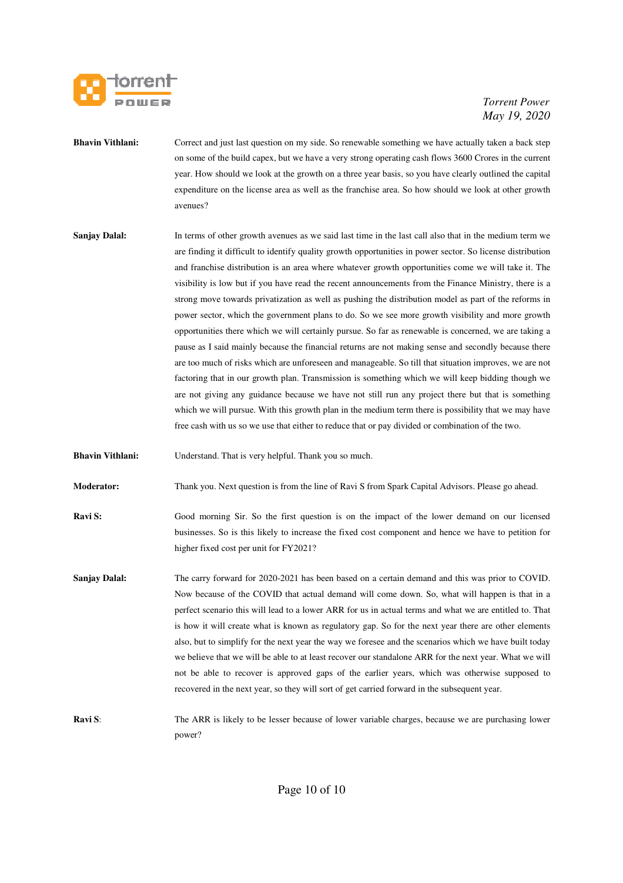**Bhavin Vithlani:** Correct and just last question on my side. So renewable something we have actually taken a back step on some of the build capex, but we have a very strong operating cash flows 3600 Crores in the current year. How should we look at the growth on a three year basis, so you have clearly outlined the capital expenditure on the license area as well as the franchise area. So how should we look at other growth avenues?

**Sanjay Dalal:** In terms of other growth avenues as we said last time in the last call also that in the medium term we are finding it difficult to identify quality growth opportunities in power sector. So license distribution and franchise distribution is an area where whatever growth opportunities come we will take it. The visibility is low but if you have read the recent announcements from the Finance Ministry, there is a strong move towards privatization as well as pushing the distribution model as part of the reforms in power sector, which the government plans to do. So we see more growth visibility and more growth opportunities there which we will certainly pursue. So far as renewable is concerned, we are taking a pause as I said mainly because the financial returns are not making sense and secondly because there are too much of risks which are unforeseen and manageable. So till that situation improves, we are not factoring that in our growth plan. Transmission is something which we will keep bidding though we are not giving any guidance because we have not still run any project there but that is something which we will pursue. With this growth plan in the medium term there is possibility that we may have free cash with us so we use that either to reduce that or pay divided or combination of the two.

**Bhavin Vithlani:** Understand. That is very helpful. Thank you so much.

**Moderator:** Thank you. Next question is from the line of Ravi S from Spark Capital Advisors. Please go ahead.

**Ravi S:** Good morning Sir. So the first question is on the impact of the lower demand on our licensed businesses. So is this likely to increase the fixed cost component and hence we have to petition for higher fixed cost per unit for FY2021?

**Sanjay Dalal:** The carry forward for 2020-2021 has been based on a certain demand and this was prior to COVID. Now because of the COVID that actual demand will come down. So, what will happen is that in a perfect scenario this will lead to a lower ARR for us in actual terms and what we are entitled to. That is how it will create what is known as regulatory gap. So for the next year there are other elements also, but to simplify for the next year the way we foresee and the scenarios which we have built today we believe that we will be able to at least recover our standalone ARR for the next year. What we will not be able to recover is approved gaps of the earlier years, which was otherwise supposed to recovered in the next year, so they will sort of get carried forward in the subsequent year.

**Ravi S:** The ARR is likely to be lesser because of lower variable charges, because we are purchasing lower power?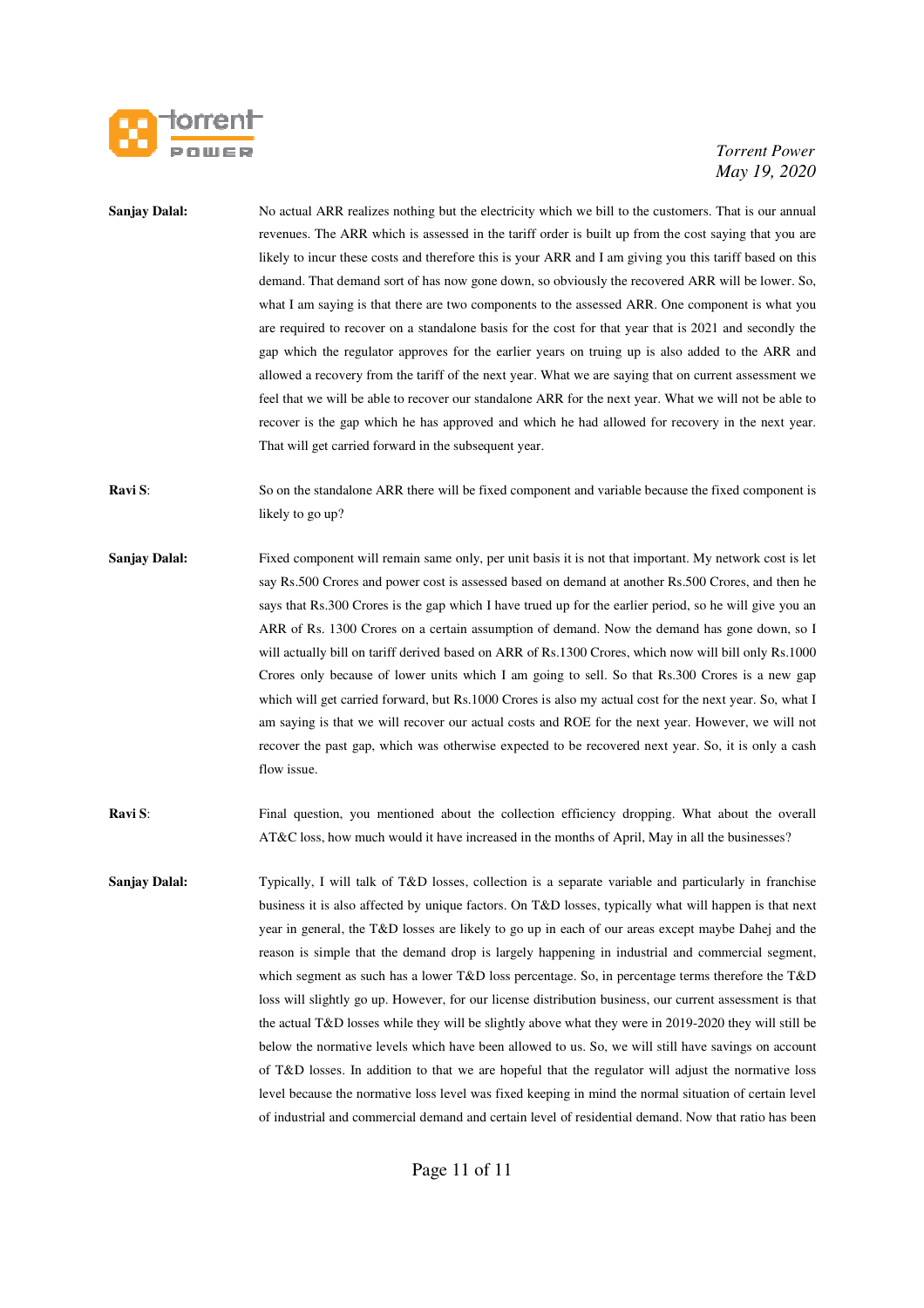**Sanjay Dalal:** No actual ARR realizes nothing but the electricity which we bill to the customers. That is our annual revenues. The ARR which is assessed in the tariff order is built up from the cost saying that you are likely to incur these costs and therefore this is your ARR and I am giving you this tariff based on this demand. That demand sort of has now gone down, so obviously the recovered ARR will be lower. So, what I am saying is that there are two components to the assessed ARR. One component is what you are required to recover on a standalone basis for the cost for that year that is 2021 and secondly the gap which the regulator approves for the earlier years on truing up is also added to the ARR and allowed a recovery from the tariff of the next year. What we are saying that on current assessment we feel that we will be able to recover our standalone ARR for the next year. What we will not be able to recover is the gap which he has approved and which he had allowed for recovery in the next year. That will get carried forward in the subsequent year.

**Ravi S**: So on the standalone ARR there will be fixed component and variable because the fixed component is likely to go up?

**Sanjay Dalal:** Fixed component will remain same only, per unit basis it is not that important. My network cost is let say Rs.500 Crores and power cost is assessed based on demand at another Rs.500 Crores, and then he says that Rs.300 Crores is the gap which I have trued up for the earlier period, so he will give you an ARR of Rs. 1300 Crores on a certain assumption of demand. Now the demand has gone down, so I will actually bill on tariff derived based on ARR of Rs.1300 Crores, which now will bill only Rs.1000 Crores only because of lower units which I am going to sell. So that Rs.300 Crores is a new gap which will get carried forward, but Rs.1000 Crores is also my actual cost for the next year. So, what I am saying is that we will recover our actual costs and ROE for the next year. However, we will not recover the past gap, which was otherwise expected to be recovered next year. So, it is only a cash flow issue.

**Ravi S**: Final question, you mentioned about the collection efficiency dropping. What about the overall AT&C loss, how much would it have increased in the months of April, May in all the businesses?

**Sanjay Dalal:** Typically, I will talk of T&D losses, collection is a separate variable and particularly in franchise business it is also affected by unique factors. On T&D losses, typically what will happen is that next year in general, the T&D losses are likely to go up in each of our areas except maybe Dahej and the reason is simple that the demand drop is largely happening in industrial and commercial segment, which segment as such has a lower T&D loss percentage. So, in percentage terms therefore the T&D loss will slightly go up. However, for our license distribution business, our current assessment is that the actual T&D losses while they will be slightly above what they were in 2019-2020 they will still be below the normative levels which have been allowed to us. So, we will still have savings on account of T&D losses. In addition to that we are hopeful that the regulator will adjust the normative loss level because the normative loss level was fixed keeping in mind the normal situation of certain level of industrial and commercial demand and certain level of residential demand. Now that ratio has been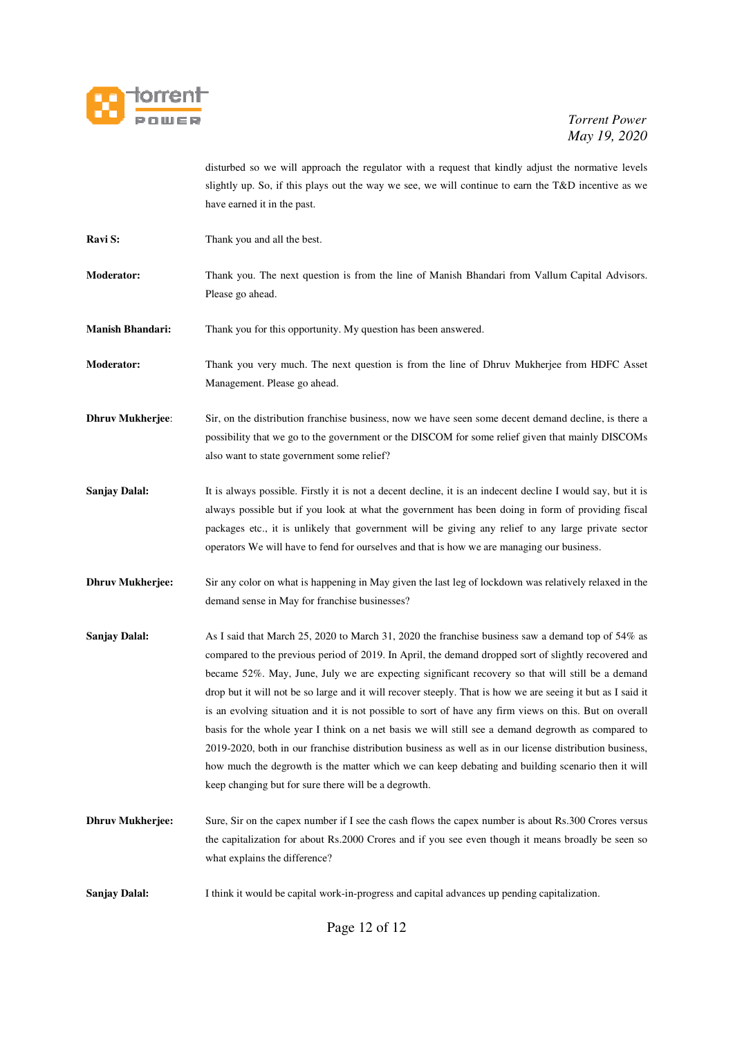disturbed so we will approach the regulator with a request that kindly adjust the normative levels slightly up. So, if this plays out the way we see, we will continue to earn the T&D incentive as we have earned it in the past.

**Ravi S:** Thank you and all the best.

**Moderator:** Thank you. The next question is from the line of Manish Bhandari from Vallum Capital Advisors. Please go ahead.

**Manish Bhandari:** Thank you for this opportunity. My question has been answered.

**Moderator:** Thank you very much. The next question is from the line of Dhruv Mukherjee from HDFC Asset Management. Please go ahead.

**Dhruv Mukherjee**: Sir, on the distribution franchise business, now we have seen some decent demand decline, is there a possibility that we go to the government or the DISCOM for some relief given that mainly DISCOMs also want to state government some relief?

**Sanjay Dalal:** It is always possible. Firstly it is not a decent decline, it is an indecent decline I would say, but it is always possible but if you look at what the government has been doing in form of providing fiscal packages etc., it is unlikely that government will be giving any relief to any large private sector operators We will have to fend for ourselves and that is how we are managing our business.

**Dhruv Mukherjee:** Sir any color on what is happening in May given the last leg of lockdown was relatively relaxed in the demand sense in May for franchise businesses?

**Sanjay Dalal:** As I said that March 25, 2020 to March 31, 2020 the franchise business saw a demand top of 54% as compared to the previous period of 2019. In April, the demand dropped sort of slightly recovered and became 52%. May, June, July we are expecting significant recovery so that will still be a demand drop but it will not be so large and it will recover steeply. That is how we are seeing it but as I said it is an evolving situation and it is not possible to sort of have any firm views on this. But on overall basis for the whole year I think on a net basis we will still see a demand degrowth as compared to 2019-2020, both in our franchise distribution business as well as in our license distribution business, how much the degrowth is the matter which we can keep debating and building scenario then it will keep changing but for sure there will be a degrowth.

**Dhruv Mukherjee:** Sure, Sir on the capex number if I see the cash flows the capex number is about Rs.300 Crores versus the capitalization for about Rs.2000 Crores and if you see even though it means broadly be seen so what explains the difference?

**Sanjay Dalal:** I think it would be capital work-in-progress and capital advances up pending capitalization.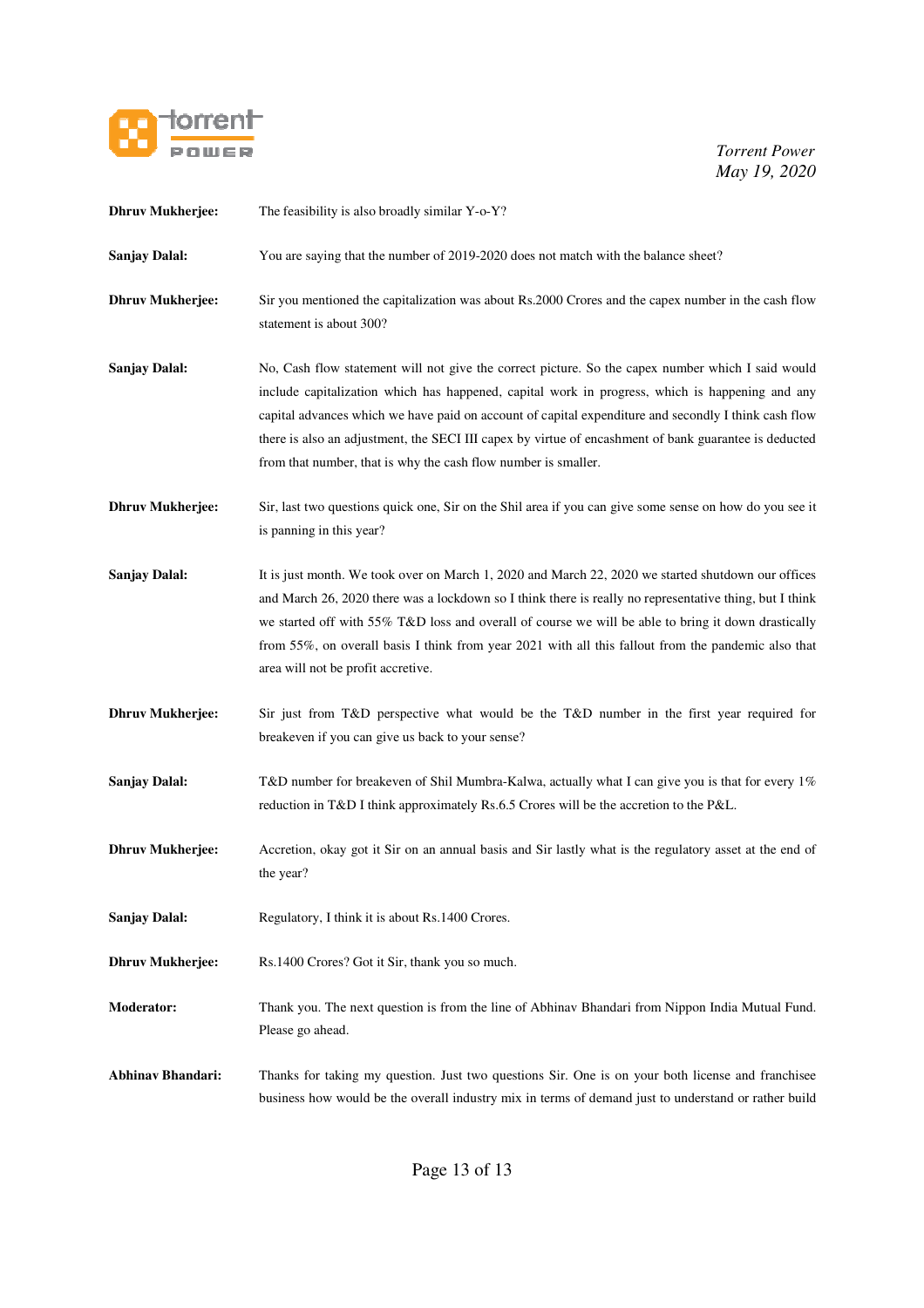**Dhruv Mukherjee:** The feasibility is also broadly similar Y-o-Y?

**Sanjay Dalal:** You are saying that the number of 2019-2020 does not match with the balance sheet?

**Dhruv Mukherjee:** Sir you mentioned the capitalization was about Rs.2000 Crores and the capex number in the cash flow statement is about 300?

**Sanjay Dalal:** No, Cash flow statement will not give the correct picture. So the capex number which I said would include capitalization which has happened, capital work in progress, which is happening and any capital advances which we have paid on account of capital expenditure and secondly I think cash flow there is also an adjustment, the SECI III capex by virtue of encashment of bank guarantee is deducted from that number, that is why the cash flow number is smaller.

**Dhruv Mukherjee:** Sir, last two questions quick one, Sir on the Shil area if you can give some sense on how do you see it is panning in this year?

**Sanjay Dalal:** It is just month. We took over on March 1, 2020 and March 22, 2020 we started shutdown our offices and March 26, 2020 there was a lockdown so I think there is really no representative thing, but I think we started off with 55% T&D loss and overall of course we will be able to bring it down drastically from 55%, on overall basis I think from year 2021 with all this fallout from the pandemic also that area will not be profit accretive.

**Dhruv Mukherjee:** Sir just from T&D perspective what would be the T&D number in the first year required for breakeven if you can give us back to your sense?

**Sanjay Dalal:** T&D number for breakeven of Shil Mumbra-Kalwa, actually what I can give you is that for every 1% reduction in T&D I think approximately Rs.6.5 Crores will be the accretion to the P&L.

**Dhruv Mukherjee:** Accretion, okay got it Sir on an annual basis and Sir lastly what is the regulatory asset at the end of the year?

**Sanjay Dalal:** Regulatory, I think it is about Rs.1400 Crores.

**Dhruv Mukherjee:** Rs.1400 Crores? Got it Sir, thank you so much.

**Moderator:** Thank you. The next question is from the line of Abhinav Bhandari from Nippon India Mutual Fund. Please go ahead.

**Abhinav Bhandari:** Thanks for taking my question. Just two questions Sir. One is on your both license and franchisee business how would be the overall industry mix in terms of demand just to understand or rather build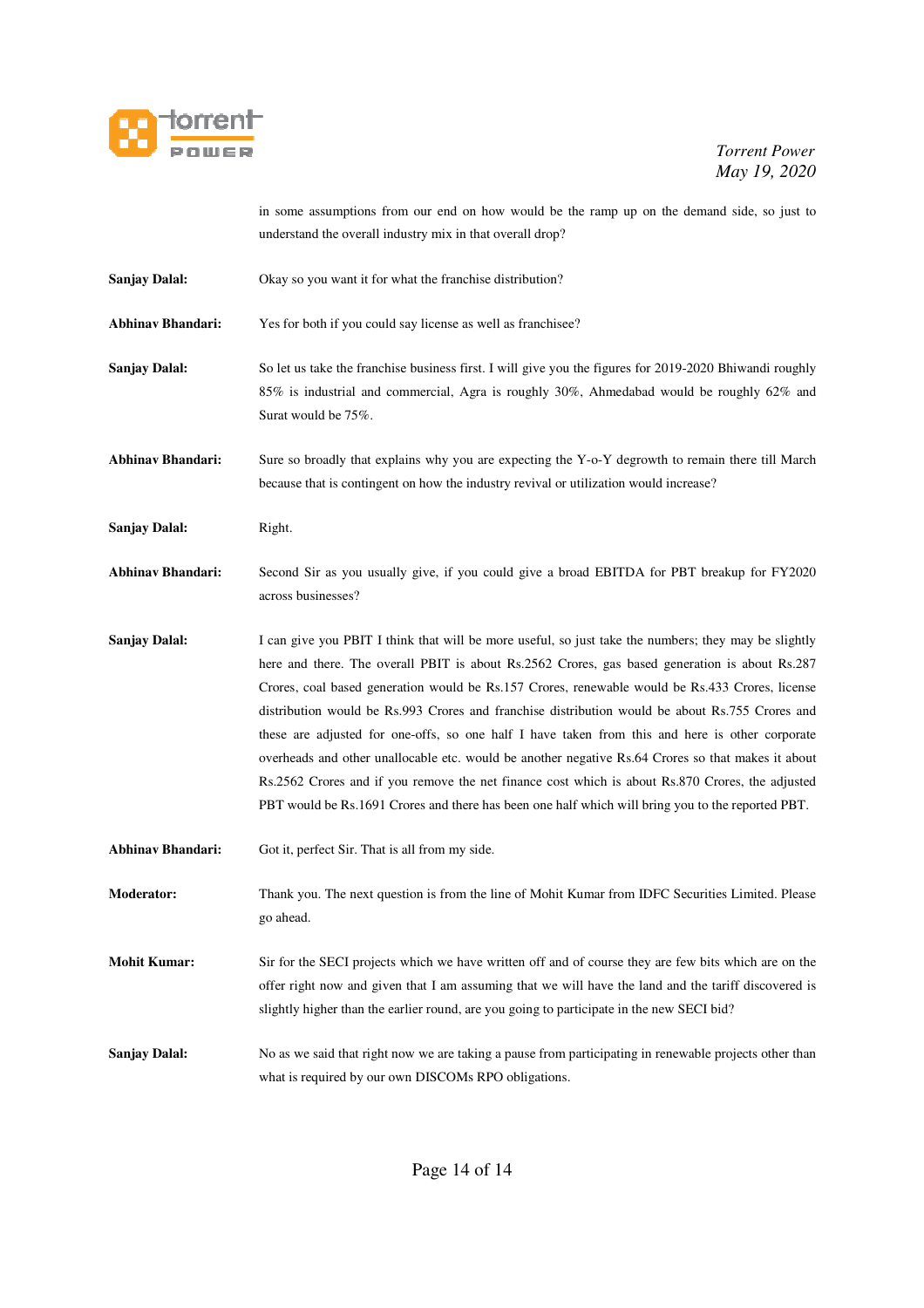in some assumptions from our end on how would be the ramp up on the demand side, so just to understand the overall industry mix in that overall drop?

**Sanjay Dalal:** Okay so you want it for what the franchise distribution?

**Abhinav Bhandari:** Yes for both if you could say license as well as franchisee?

**Sanjay Dalal:** So let us take the franchise business first. I will give you the figures for 2019-2020 Bhiwandi roughly 85% is industrial and commercial, Agra is roughly 30%, Ahmedabad would be roughly 62% and Surat would be 75%.

**Abhinav Bhandari:** Sure so broadly that explains why you are expecting the Y-o-Y degrowth to remain there till March because that is contingent on how the industry revival or utilization would increase?

**Sanjay Dalal:** Right.

**Abhinav Bhandari:** Second Sir as you usually give, if you could give a broad EBITDA for PBT breakup for FY2020 across businesses?

**Sanjay Dalal:** I can give you PBIT I think that will be more useful, so just take the numbers; they may be slightly here and there. The overall PBIT is about Rs.2562 Crores, gas based generation is about Rs.287 Crores, coal based generation would be Rs.157 Crores, renewable would be Rs.433 Crores, license distribution would be Rs.993 Crores and franchise distribution would be about Rs.755 Crores and these are adjusted for one-offs, so one half I have taken from this and here is other corporate overheads and other unallocable etc. would be another negative Rs.64 Crores so that makes it about Rs.2562 Crores and if you remove the net finance cost which is about Rs.870 Crores, the adjusted PBT would be Rs.1691 Crores and there has been one half which will bring you to the reported PBT.

**Abhinav Bhandari:** Got it, perfect Sir. That is all from my side.

**Moderator:** Thank you. The next question is from the line of Mohit Kumar from IDFC Securities Limited. Please go ahead.

**Mohit Kumar:** Sir for the SECI projects which we have written off and of course they are few bits which are on the offer right now and given that I am assuming that we will have the land and the tariff discovered is slightly higher than the earlier round, are you going to participate in the new SECI bid?

**Sanjay Dalal:** No as we said that right now we are taking a pause from participating in renewable projects other than what is required by our own DISCOMs RPO obligations.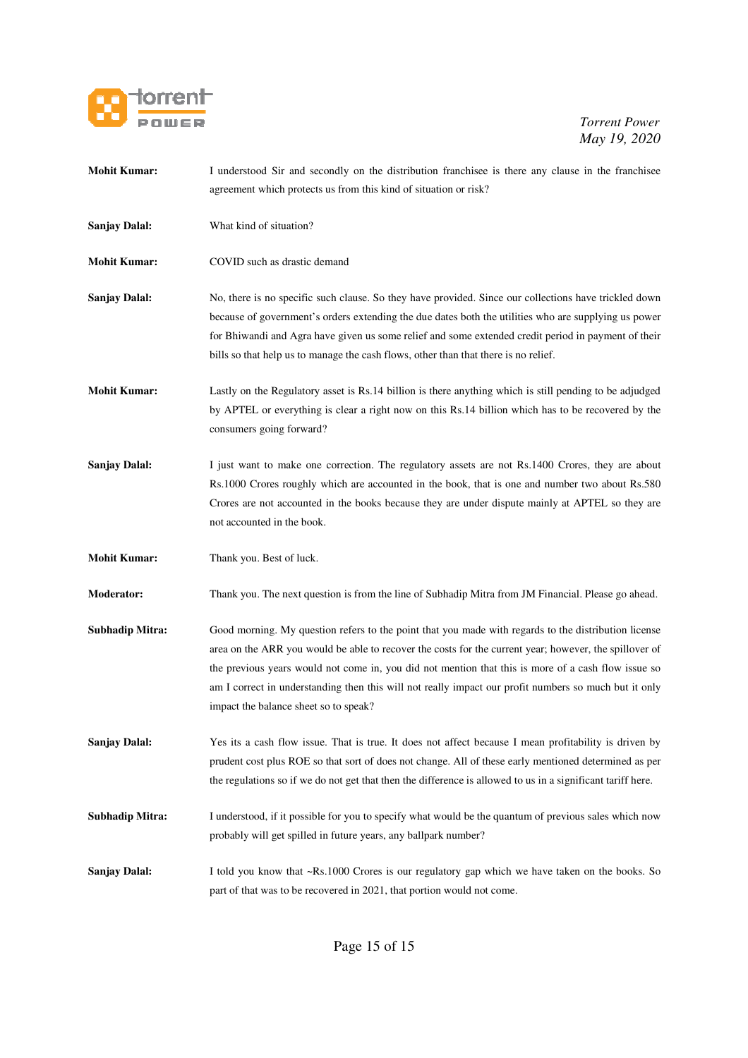**Mohit Kumar:** I understood Sir and secondly on the distribution franchisee is there any clause in the franchisee agreement which protects us from this kind of situation or risk?

**Sanjay Dalal:** What kind of situation?

**Mohit Kumar:** COVID such as drastic demand

**Sanjay Dalal:** No, there is no specific such clause. So they have provided. Since our collections have trickled down because of government's orders extending the due dates both the utilities who are supplying us power for Bhiwandi and Agra have given us some relief and some extended credit period in payment of their bills so that help us to manage the cash flows, other than that there is no relief.

**Mohit Kumar:** Lastly on the Regulatory asset is Rs.14 billion is there anything which is still pending to be adjudged by APTEL or everything is clear a right now on this Rs.14 billion which has to be recovered by the consumers going forward?

**Sanjay Dalal:** I just want to make one correction. The regulatory assets are not Rs.1400 Crores, they are about Rs.1000 Crores roughly which are accounted in the book, that is one and number two about Rs.580 Crores are not accounted in the books because they are under dispute mainly at APTEL so they are not accounted in the book.

**Mohit Kumar:** Thank you. Best of luck.

**Moderator:** Thank you. The next question is from the line of Subhadip Mitra from JM Financial. Please go ahead.

**Subhadip Mitra:** Good morning. My question refers to the point that you made with regards to the distribution license area on the ARR you would be able to recover the costs for the current year; however, the spillover of the previous years would not come in, you did not mention that this is more of a cash flow issue so am I correct in understanding then this will not really impact our profit numbers so much but it only impact the balance sheet so to speak?

**Sanjay Dalal:** Yes its a cash flow issue. That is true. It does not affect because I mean profitability is driven by prudent cost plus ROE so that sort of does not change. All of these early mentioned determined as per the regulations so if we do not get that then the difference is allowed to us in a significant tariff here.

**Subhadip Mitra:** I understood, if it possible for you to specify what would be the quantum of previous sales which now probably will get spilled in future years, any ballpark number?

**Sanjay Dalal:** I told you know that ~Rs.1000 Crores is our regulatory gap which we have taken on the books. So part of that was to be recovered in 2021, that portion would not come.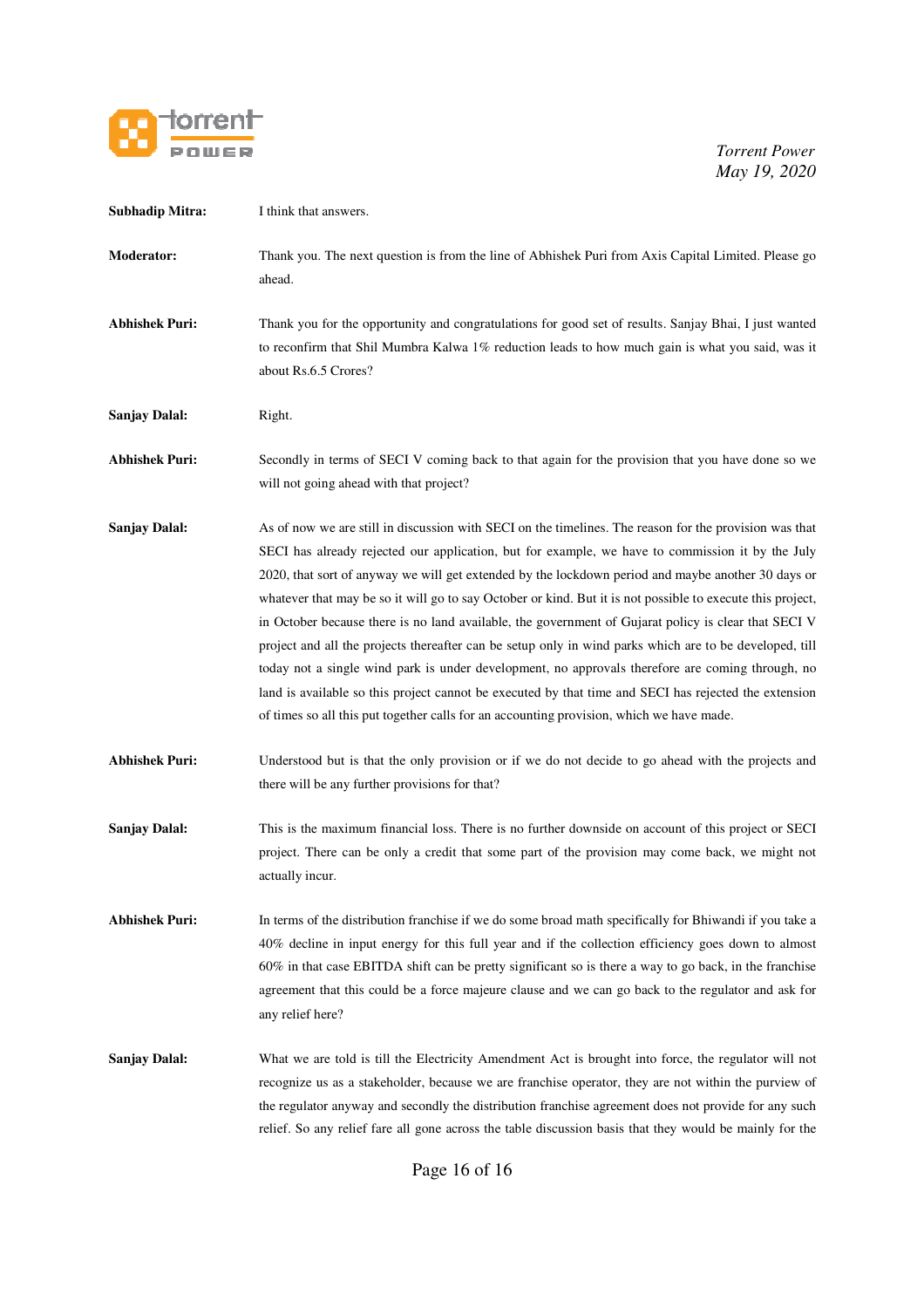**Subhadip Mitra:** I think that answers.

**Moderator:** Thank you. The next question is from the line of Abhishek Puri from Axis Capital Limited. Please go ahead.

**Abhishek Puri:** Thank you for the opportunity and congratulations for good set of results. Sanjay Bhai, I just wanted to reconfirm that Shil Mumbra Kalwa 1% reduction leads to how much gain is what you said, was it about Rs.6.5 Crores?

**Sanjay Dalal:** Right.

**Abhishek Puri:** Secondly in terms of SECI V coming back to that again for the provision that you have done so we will not going ahead with that project?

**Sanjay Dalal:** As of now we are still in discussion with SECI on the timelines. The reason for the provision was that SECI has already rejected our application, but for example, we have to commission it by the July 2020, that sort of anyway we will get extended by the lockdown period and maybe another 30 days or whatever that may be so it will go to say October or kind. But it is not possible to execute this project, in October because there is no land available, the government of Gujarat policy is clear that SECI V project and all the projects thereafter can be setup only in wind parks which are to be developed, till today not a single wind park is under development, no approvals therefore are coming through, no land is available so this project cannot be executed by that time and SECI has rejected the extension of times so all this put together calls for an accounting provision, which we have made.

**Abhishek Puri:** Understood but is that the only provision or if we do not decide to go ahead with the projects and there will be any further provisions for that?

**Sanjay Dalal:** This is the maximum financial loss. There is no further downside on account of this project or SECI project. There can be only a credit that some part of the provision may come back, we might not actually incur.

**Abhishek Puri:** In terms of the distribution franchise if we do some broad math specifically for Bhiwandi if you take a 40% decline in input energy for this full year and if the collection efficiency goes down to almost 60% in that case EBITDA shift can be pretty significant so is there a way to go back, in the franchise agreement that this could be a force majeure clause and we can go back to the regulator and ask for any relief here?

**Sanjay Dalal:** What we are told is till the Electricity Amendment Act is brought into force, the regulator will not recognize us as a stakeholder, because we are franchise operator, they are not within the purview of the regulator anyway and secondly the distribution franchise agreement does not provide for any such relief. So any relief fare all gone across the table discussion basis that they would be mainly for the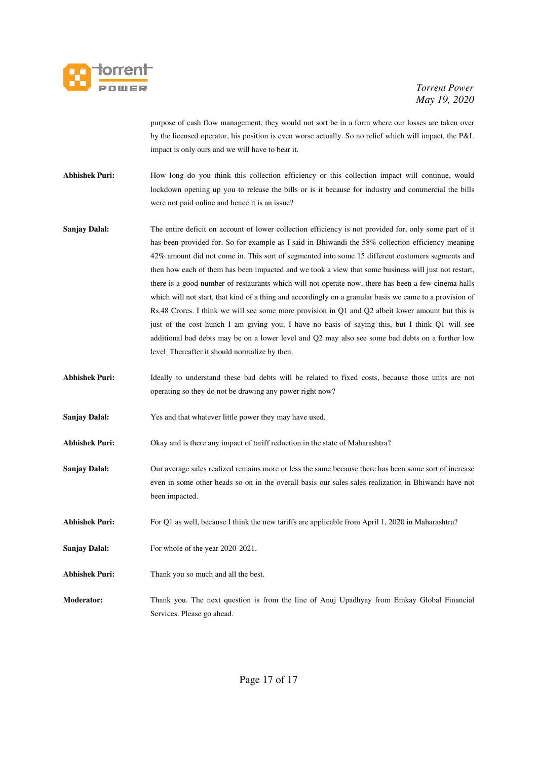purpose of cash flow management, they would not sort be in a form where our losses are taken over by the licensed operator, his position is even worse actually. So no relief which will impact, the P&L impact is only ours and we will have to bear it.

**Abhishek Puri:** How long do you think this collection efficiency or this collection impact will continue, would lockdown opening up you to release the bills or is it because for industry and commercial the bills were not paid online and hence it is an issue?

**Sanjay Dalal:** The entire deficit on account of lower collection efficiency is not provided for, only some part of it has been provided for. So for example as I said in Bhiwandi the 58% collection efficiency meaning 42% amount did not come in. This sort of segmented into some 15 different customers segments and then how each of them has been impacted and we took a view that some business will just not restart, there is a good number of restaurants which will not operate now, there has been a few cinema halls which will not start, that kind of a thing and accordingly on a granular basis we came to a provision of Rs.48 Crores. I think we will see some more provision in Q1 and Q2 albeit lower amount but this is just of the cost hunch I am giving you, I have no basis of saying this, but I think Q1 will see additional bad debts may be on a lower level and Q2 may also see some bad debts on a further low level. Thereafter it should normalize by then.

**Abhishek Puri:** Ideally to understand these bad debts will be related to fixed costs, because those units are not operating so they do not be drawing any power right now?

**Sanjay Dalal:** Yes and that whatever little power they may have used.

**Abhishek Puri:** Okay and is there any impact of tariff reduction in the state of Maharashtra?

**Sanjay Dalal:** Our average sales realized remains more or less the same because there has been some sort of increase even in some other heads so on in the overall basis our sales sales realization in Bhiwandi have not been impacted.

**Abhishek Puri:** For Q1 as well, because I think the new tariffs are applicable from April 1, 2020 in Maharashtra?

**Sanjay Dalal:** For whole of the year 2020-2021.

**Abhishek Puri:** Thank you so much and all the best.

**Moderator:** Thank you. The next question is from the line of Anuj Upadhyay from Emkay Global Financial Services. Please go ahead.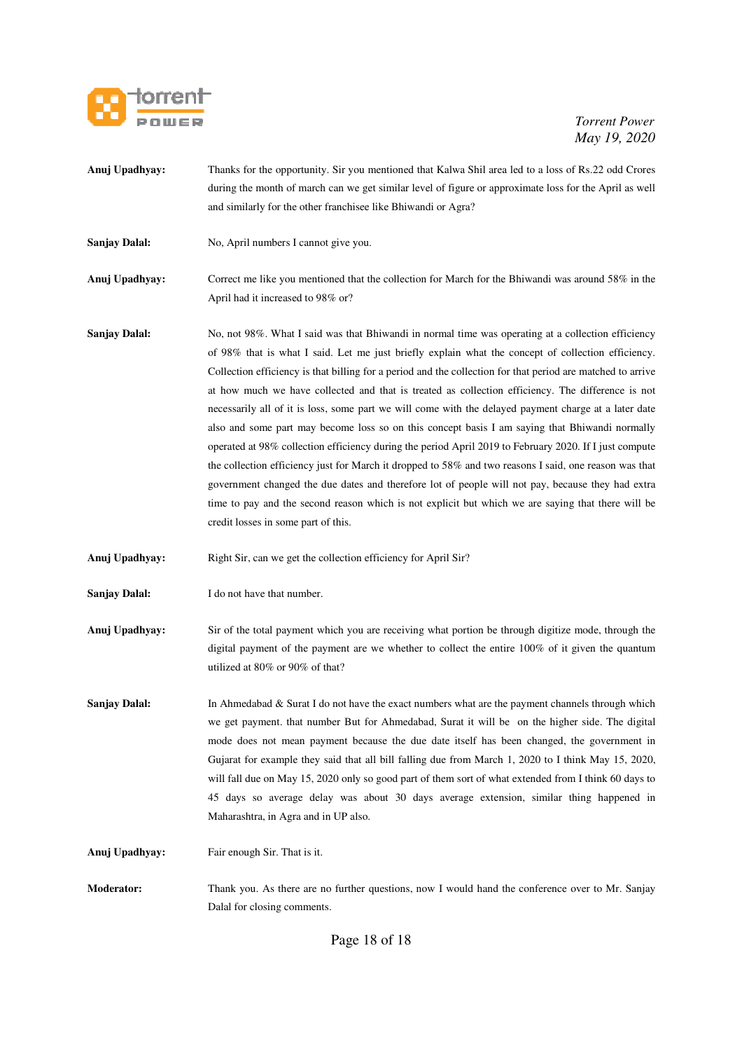**Anuj Upadhyay:** Thanks for the opportunity. Sir you mentioned that Kalwa Shil area led to a loss of Rs.22 odd Crores during the month of march can we get similar level of figure or approximate loss for the April as well and similarly for the other franchisee like Bhiwandi or Agra?

**Sanjay Dalal:** No, April numbers I cannot give you.

**Anuj Upadhyay:** Correct me like you mentioned that the collection for March for the Bhiwandi was around 58% in the April had it increased to 98% or?

**Sanjay Dalal:** No, not 98%. What I said was that Bhiwandi in normal time was operating at a collection efficiency of 98% that is what I said. Let me just briefly explain what the concept of collection efficiency. Collection efficiency is that billing for a period and the collection for that period are matched to arrive at how much we have collected and that is treated as collection efficiency. The difference is not necessarily all of it is loss, some part we will come with the delayed payment charge at a later date also and some part may become loss so on this concept basis I am saying that Bhiwandi normally operated at 98% collection efficiency during the period April 2019 to February 2020. If I just compute the collection efficiency just for March it dropped to 58% and two reasons I said, one reason was that government changed the due dates and therefore lot of people will not pay, because they had extra time to pay and the second reason which is not explicit but which we are saying that there will be credit losses in some part of this.

**Anuj Upadhyay:** Right Sir, can we get the collection efficiency for April Sir?

**Sanjay Dalal:** I do not have that number.

**Anuj Upadhyay:** Sir of the total payment which you are receiving what portion be through digitize mode, through the digital payment of the payment are we whether to collect the entire 100% of it given the quantum utilized at 80% or 90% of that?

**Sanjay Dalal:** In Ahmedabad & Surat I do not have the exact numbers what are the payment channels through which we get payment. that number But for Ahmedabad, Surat it will be on the higher side. The digital mode does not mean payment because the due date itself has been changed, the government in Gujarat for example they said that all bill falling due from March 1, 2020 to I think May 15, 2020, will fall due on May 15, 2020 only so good part of them sort of what extended from I think 60 days to 45 days so average delay was about 30 days average extension, similar thing happened in Maharashtra, in Agra and in UP also.

**Anuj Upadhyay:** Fair enough Sir. That is it.

**Moderator:** Thank you. As there are no further questions, now I would hand the conference over to Mr. Sanjay Dalal for closing comments.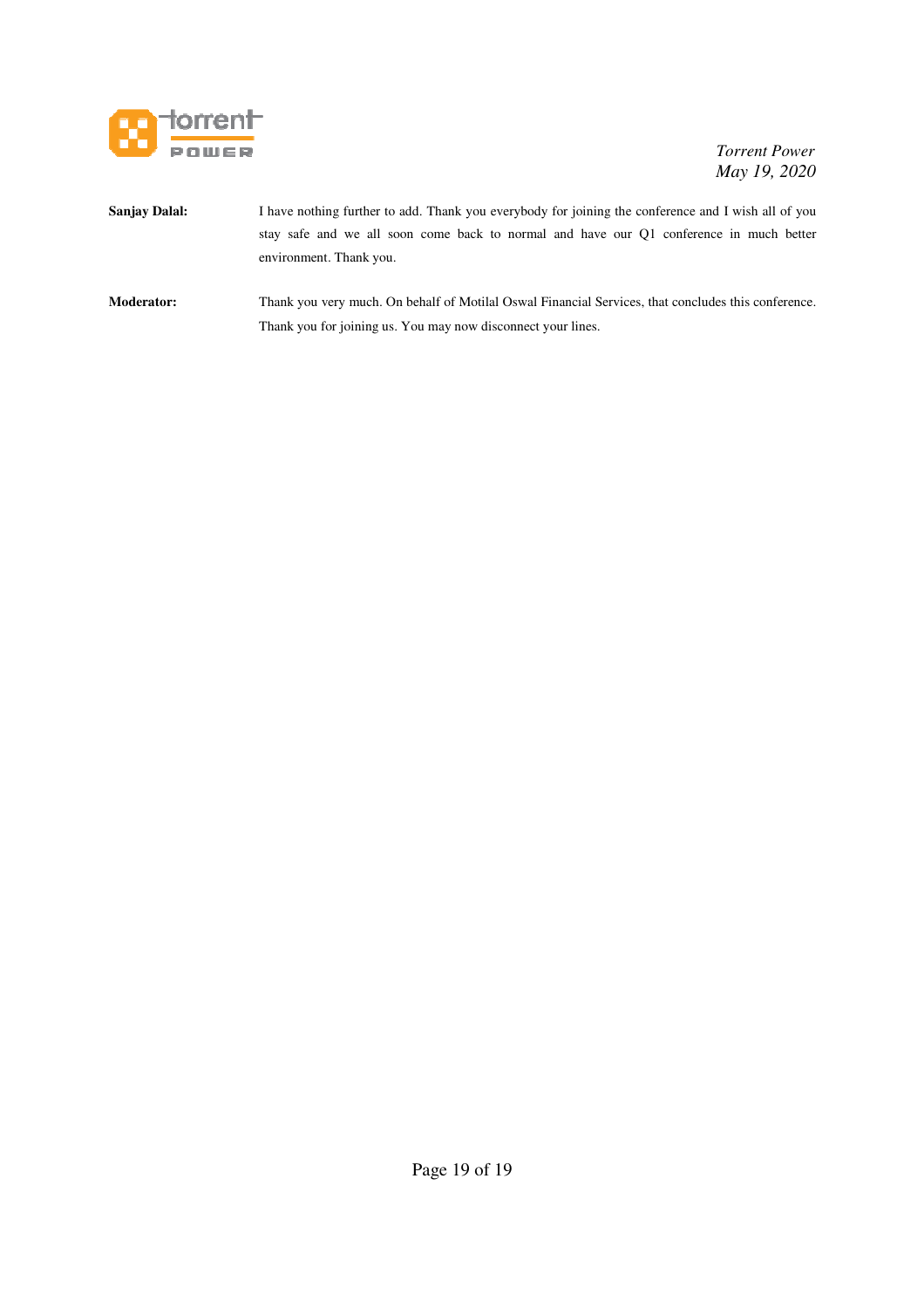**Sanjay Dalal:** I have nothing further to add. Thank you everybody for joining the conference and I wish all of you stay safe and we all soon come back to normal and have our Q1 conference in much better environment. Thank you.

**Moderator:** Thank you very much. On behalf of Motilal Oswal Financial Services, that concludes this conference. Thank you for joining us. You may now disconnect your lines.